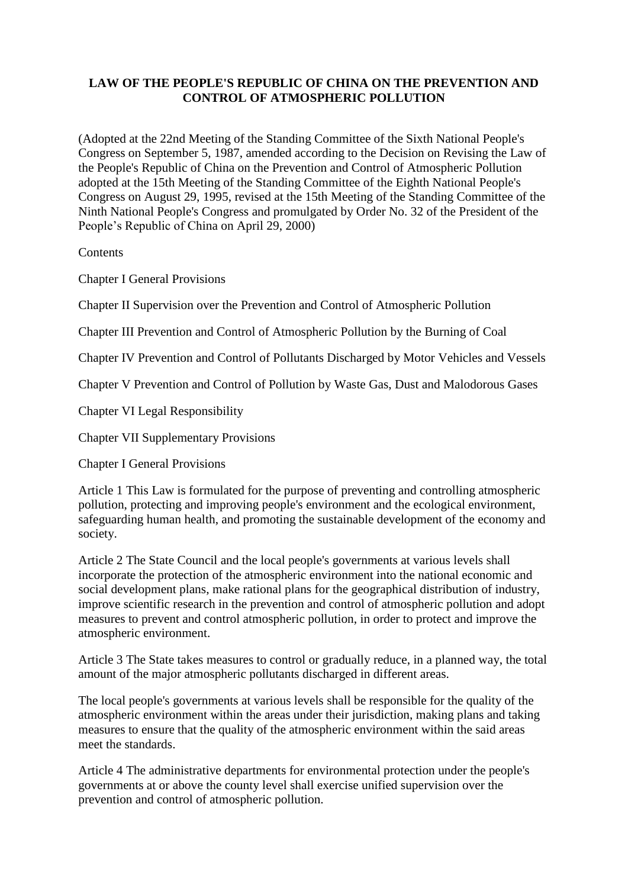# LAW OF THE PEOPLE'S REPUBLIC OF CHINA ON THE PREVENTION AND CONTROL OF ATMOSPHERIC POLLUTION

(Adopted at the 22nd Meeting of the Standing Committee of the Sixth National People's Congress on September 5, 1987, amended according to the Decision on Revising the Law of the People's Republic of China on the Prevention and Control of Atmospheric Pollution adopted at the 15th Meeting of the Standing Committee of the Eighth National People's Congress on August 29, 1995, revised at the 15th Meeting of the Standing Committee of the Ninth National People's Congress and promulgated by Order No. 32 of the President of the People's Republic of China on April 29, 2000)

Contents

Chapter I General Provisions

Chapter II Supervision over the Prevention and Control of Atmospheric Pollution

Chapter III Prevention and Control of Atmospheric Pollution by the Burning of Coal

Chapter IV Prevention and Control of Pollutants Discharged by Motor Vehicles and Vessels

Chapter V Prevention and Control of Pollution by Waste Gas, Dust and Malodorous Gases

Chapter VI Legal Responsibility

Chapter VII Supplementary Provisions

## Chapter I General Provisions

Article 1 This Law is formulated for the purpose of preventing and controlling atmospheric pollution, protecting and improving people's environment and the ecological environment, safeguarding human health, and promoting the sustainable development of the economy and society.

Article 2 The State Council and the local people's governments at various levels shall incorporate the protection of the atmospheric environment into the national economic and social development plans, make rational plans for the geographical distribution of industry, improve scientific research in the prevention and control of atmospheric pollution and adopt measures to prevent and control atmospheric pollution, in order to protect and improve the atmospheric environment.

Article 3 The State takes measures to control or gradually reduce, in a planned way, the total amount of the major atmospheric pollutants discharged in different areas.

The local people's governments at various levels shall be responsible for the quality of the atmospheric environment within the areas under their jurisdiction, making plans and taking measures to ensure that the quality of the atmospheric environment within the said areas meet the standards.

Article 4 The administrative departments for environmental protection under the people's governments at or above the county level shall exercise unified supervision over the prevention and control of atmospheric pollution.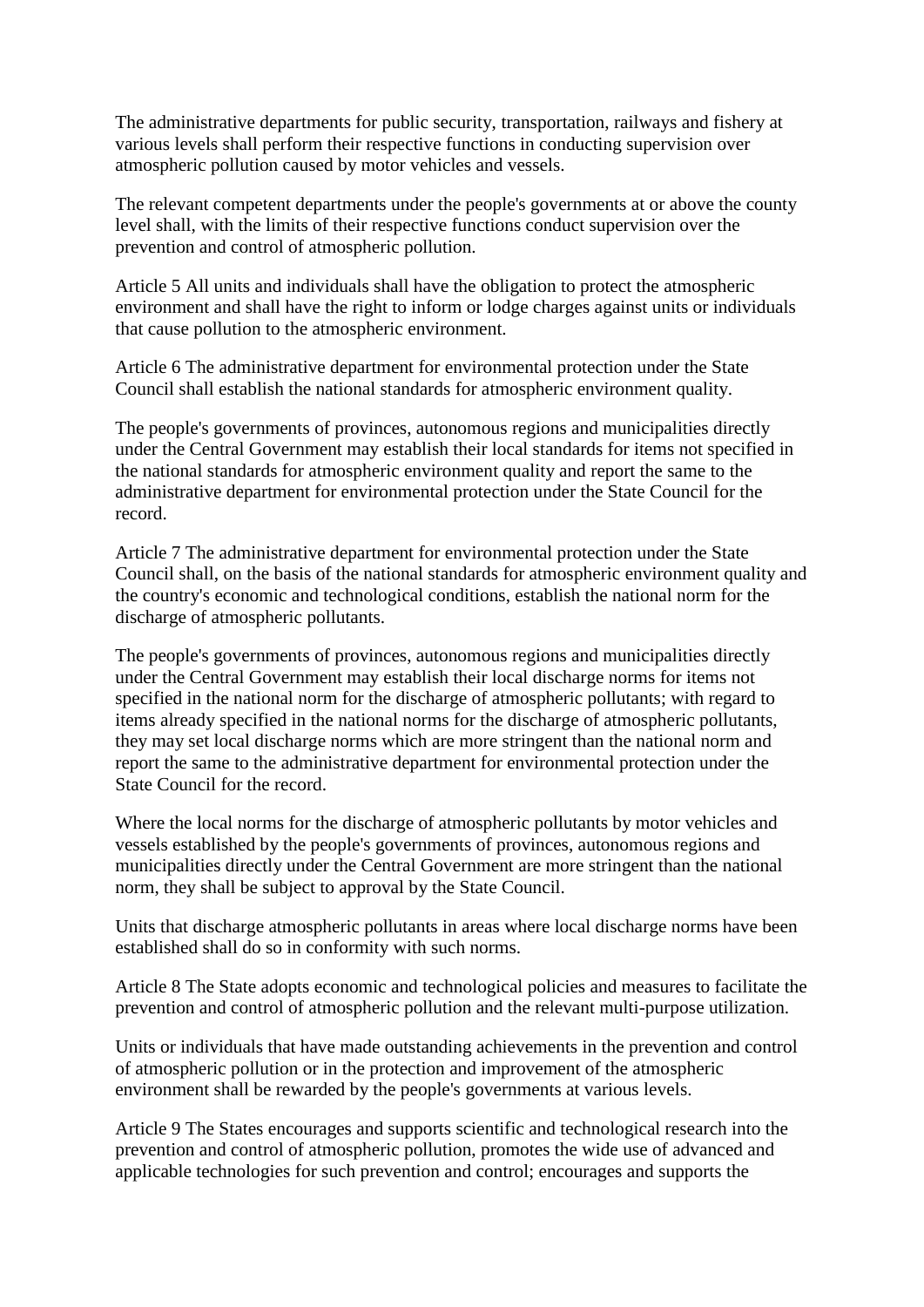The administrative departments for public security, transportation, railways and fishery at various levels shall perform their respective functions in conducting supervision over atmospheric pollution caused by motor vehicles and vessels.

The relevant competent departments under the people's governments at or above the county level shall, with the limits of their respective functions conduct supervision over the prevention and control of atmospheric pollution.

Article 5 All units and individuals shall have the obligation to protect the atmospheric environment and shall have the right to inform or lodge charges against units or individuals that cause pollution to the atmospheric environment.

Article 6 The administrative department for environmental protection under the State Council shall establish the national standards for atmospheric environment quality.

The people's governments of provinces, autonomous regions and municipalities directly under the Central Government may establish their local standards for items not specified in the national standards for atmospheric environment quality and report the same to the administrative department for environmental protection under the State Council for the record.

Article 7 The administrative department for environmental protection under the State Council shall, on the basis of the national standards for atmospheric environment quality and the country's economic and technological conditions, establish the national norm for the discharge of atmospheric pollutants.

The people's governments of provinces, autonomous regions and municipalities directly under the Central Government may establish their local discharge norms for items not specified in the national norm for the discharge of atmospheric pollutants; with regard to items already specified in the national norms for the discharge of atmospheric pollutants, they may set local discharge norms which are more stringent than the national norm and report the same to the administrative department for environmental protection under the State Council for the record.

Where the local norms for the discharge of atmospheric pollutants by motor vehicles and vessels established by the people's governments of provinces, autonomous regions and municipalities directly under the Central Government are more stringent than the national norm, they shall be subject to approval by the State Council.

Units that discharge atmospheric pollutants in areas where local discharge norms have been established shall do so in conformity with such norms.

Article 8 The State adopts economic and technological policies and measures to facilitate the prevention and control of atmospheric pollution and the relevant multi-purpose utilization.

Units or individuals that have made outstanding achievements in the prevention and control of atmospheric pollution or in the protection and improvement of the atmospheric environment shall be rewarded by the people's governments at various levels.

Article 9 The States encourages and supports scientific and technological research into the prevention and control of atmospheric pollution, promotes the wide use of advanced and applicable technologies for such prevention and control; encourages and supports the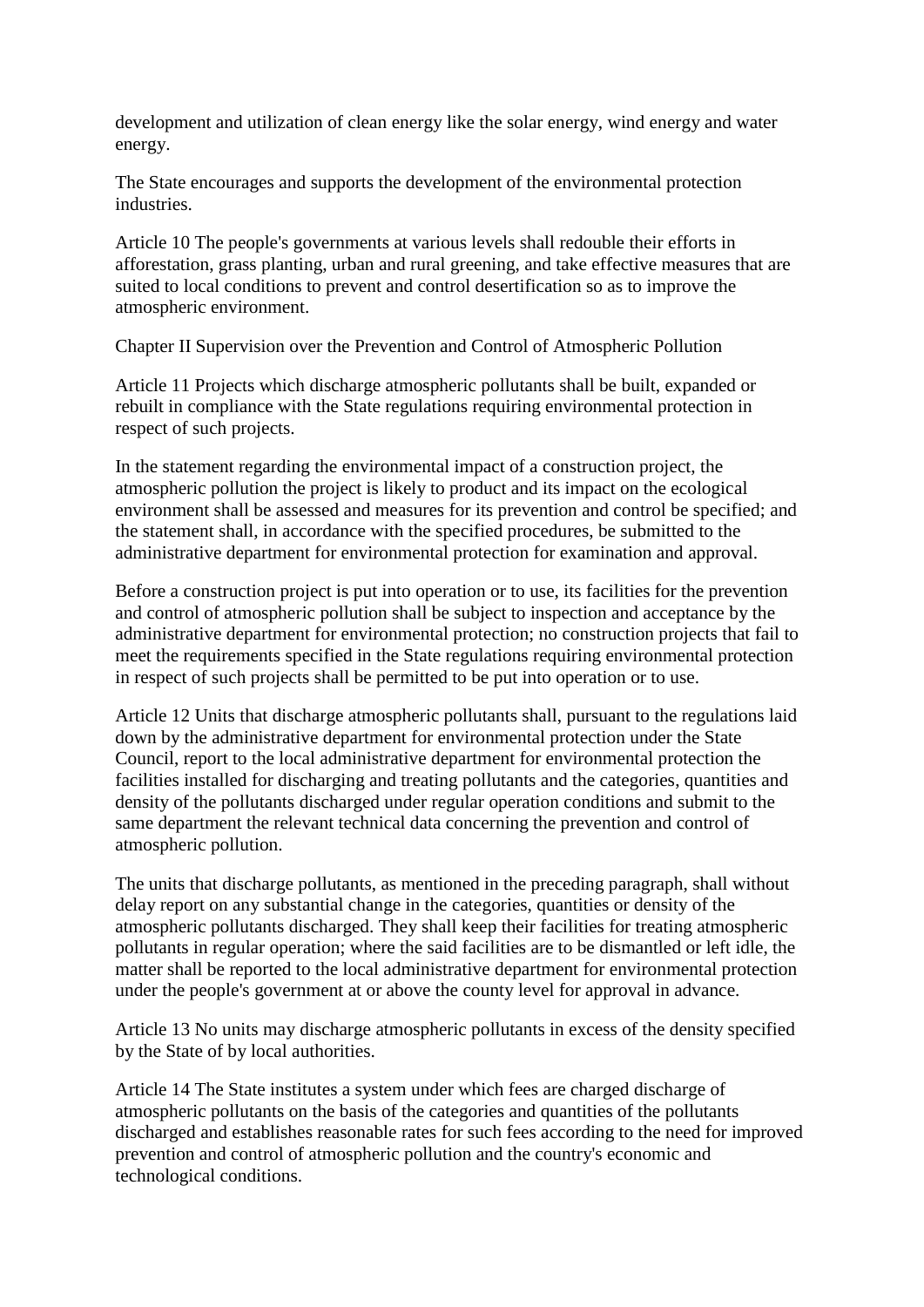development and utilization of clean energy like the solar energy, wind energy and water energy.

The State encourages and supports the development of the environmental protection industries.

Article 10 The people's governments at various levels shall redouble their efforts in afforestation, grass planting, urban and rural greening, and take effective measures that are suited to local conditions to prevent and control desertification so as to improve the atmospheric environment.

## Chapter II Supervision over the Prevention and Control of Atmospheric Pollution

Article 11 Projects which discharge atmospheric pollutants shall be built, expanded or rebuilt in compliance with the State regulations requiring environmental protection in respect of such projects.

In the statement regarding the environmental impact of a construction project, the atmospheric pollution the project is likely to product and its impact on the ecological environment shall be assessed and measures for its prevention and control be specified; and the statement shall, in accordance with the specified procedures, be submitted to the administrative department for environmental protection for examination and approval.

Before a construction project is put into operation or to use, its facilities for the prevention and control of atmospheric pollution shall be subject to inspection and acceptance by the administrative department for environmental protection; no construction projects that fail to meet the requirements specified in the State regulations requiring environmental protection in respect of such projects shall be permitted to be put into operation or to use.

Article 12 Units that discharge atmospheric pollutants shall, pursuant to the regulations laid down by the administrative department for environmental protection under the State Council, report to the local administrative department for environmental protection the facilities installed for discharging and treating pollutants and the categories, quantities and density of the pollutants discharged under regular operation conditions and submit to the same department the relevant technical data concerning the prevention and control of atmospheric pollution.

The units that discharge pollutants, as mentioned in the preceding paragraph, shall without delay report on any substantial change in the categories, quantities or density of the atmospheric pollutants discharged. They shall keep their facilities for treating atmospheric pollutants in regular operation; where the said facilities are to be dismantled or left idle, the matter shall be reported to the local administrative department for environmental protection under the people's government at or above the county level for approval in advance.

Article 13 No units may discharge atmospheric pollutants in excess of the density specified by the State of by local authorities.

Article 14 The State institutes a system under which fees are charged discharge of atmospheric pollutants on the basis of the categories and quantities of the pollutants discharged and establishes reasonable rates for such fees according to the need for improved prevention and control of atmospheric pollution and the country's economic and technological conditions.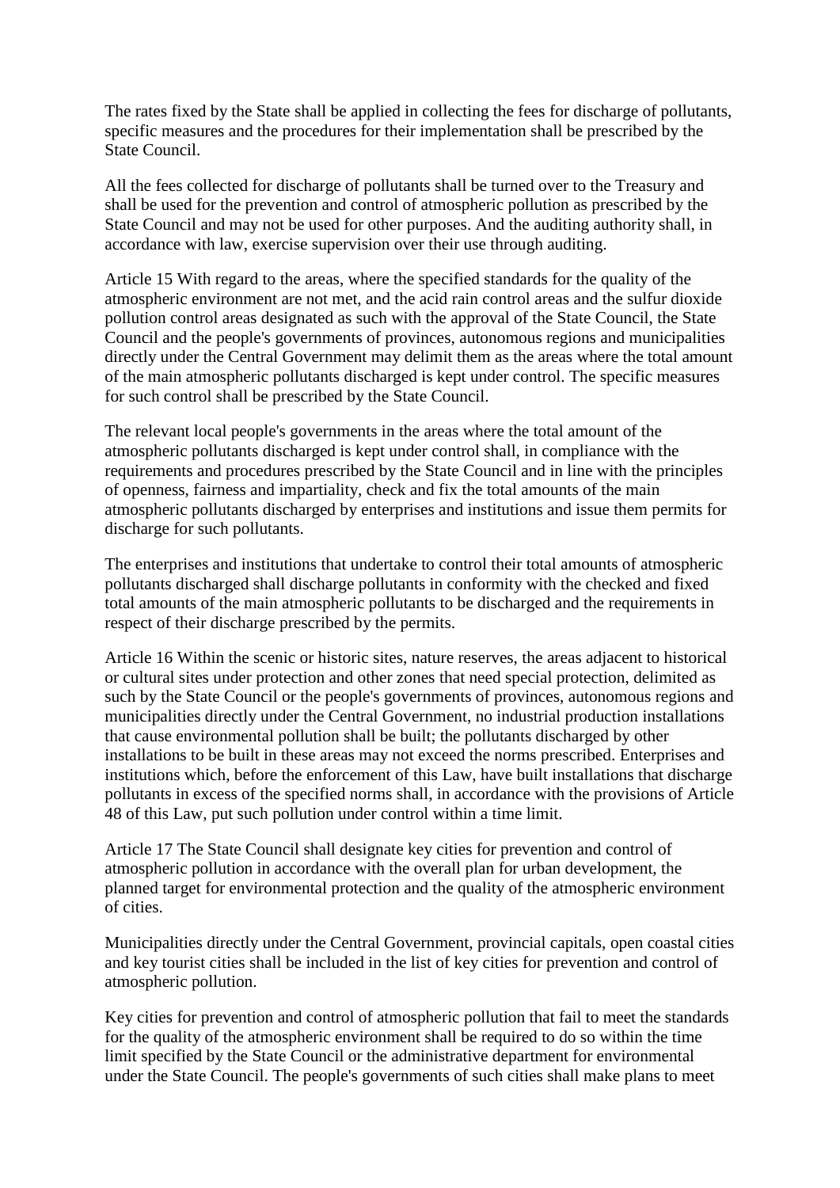The rates fixed by the State shall be applied in collecting the fees for discharge of pollutants, specific measures and the procedures for their implementation shall be prescribed by the State Council.

All the fees collected for discharge of pollutants shall be turned over to the Treasury and shall be used for the prevention and control of atmospheric pollution as prescribed by the State Council and may not be used for other purposes. And the auditing authority shall, in accordance with law, exercise supervision over their use through auditing.

Article 15 With regard to the areas, where the specified standards for the quality of the atmospheric environment are not met, and the acid rain control areas and the sulfur dioxide pollution control areas designated as such with the approval of the State Council, the State Council and the people's governments of provinces, autonomous regions and municipalities directly under the Central Government may delimit them as the areas where the total amount of the main atmospheric pollutants discharged is kept under control. The specific measures for such control shall be prescribed by the State Council.

The relevant local people's governments in the areas where the total amount of the atmospheric pollutants discharged is kept under control shall, in compliance with the requirements and procedures prescribed by the State Council and in line with the principles of openness, fairness and impartiality, check and fix the total amounts of the main atmospheric pollutants discharged by enterprises and institutions and issue them permits for discharge for such pollutants.

The enterprises and institutions that undertake to control their total amounts of atmospheric pollutants discharged shall discharge pollutants in conformity with the checked and fixed total amounts of the main atmospheric pollutants to be discharged and the requirements in respect of their discharge prescribed by the permits.

Article 16 Within the scenic or historic sites, nature reserves, the areas adjacent to historical or cultural sites under protection and other zones that need special protection, delimited as such by the State Council or the people's governments of provinces, autonomous regions and municipalities directly under the Central Government, no industrial production installations that cause environmental pollution shall be built; the pollutants discharged by other installations to be built in these areas may not exceed the norms prescribed. Enterprises and institutions which, before the enforcement of this Law, have built installations that discharge pollutants in excess of the specified norms shall, in accordance with the provisions of Article 48 of this Law, put such pollution under control within a time limit.

Article 17 The State Council shall designate key cities for prevention and control of atmospheric pollution in accordance with the overall plan for urban development, the planned target for environmental protection and the quality of the atmospheric environment of cities.

Municipalities directly under the Central Government, provincial capitals, open coastal cities and key tourist cities shall be included in the list of key cities for prevention and control of atmospheric pollution.

Key cities for prevention and control of atmospheric pollution that fail to meet the standards for the quality of the atmospheric environment shall be required to do so within the time limit specified by the State Council or the administrative department for environmental under the State Council. The people's governments of such cities shall make plans to meet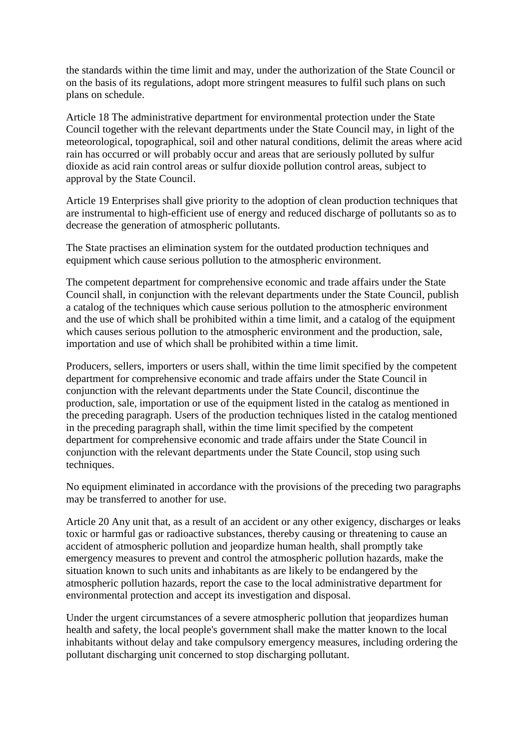the standards within the time limit and may, under the authorization of the State Council or on the basis of its regulations, adopt more stringent measures to fulfil such plans on such plans on schedule.

Article 18 The administrative department for environmental protection under the State Council together with the relevant departments under the State Council may, in light of the meteorological, topographical, soil and other natural conditions, delimit the areas where acid rain has occurred or will probably occur and areas that are seriously polluted by sulfur dioxide as acid rain control areas or sulfur dioxide pollution control areas, subject to approval by the State Council.

Article 19 Enterprises shall give priority to the adoption of clean production techniques that are instrumental to high-efficient use of energy and reduced discharge of pollutants so as to decrease the generation of atmospheric pollutants.

The State practises an elimination system for the outdated production techniques and equipment which cause serious pollution to the atmospheric environment.

The competent department for comprehensive economic and trade affairs under the State Council shall, in conjunction with the relevant departments under the State Council, publish a catalog of the techniques which cause serious pollution to the atmospheric environment and the use of which shall be prohibited within a time limit, and a catalog of the equipment which causes serious pollution to the atmospheric environment and the production, sale, importation and use of which shall be prohibited within a time limit.

Producers, sellers, importers or users shall, within the time limit specified by the competent department for comprehensive economic and trade affairs under the State Council in conjunction with the relevant departments under the State Council, discontinue the production, sale, importation or use of the equipment listed in the catalog as mentioned in the preceding paragraph. Users of the production techniques listed in the catalog mentioned in the preceding paragraph shall, within the time limit specified by the competent department for comprehensive economic and trade affairs under the State Council in conjunction with the relevant departments under the State Council, stop using such techniques.

No equipment eliminated in accordance with the provisions of the preceding two paragraphs may be transferred to another for use.

Article 20 Any unit that, as a result of an accident or any other exigency, discharges or leaks toxic or harmful gas or radioactive substances, thereby causing or threatening to cause an accident of atmospheric pollution and jeopardize human health, shall promptly take emergency measures to prevent and control the atmospheric pollution hazards, make the situation known to such units and inhabitants as are likely to be endangered by the atmospheric pollution hazards, report the case to the local administrative department for environmental protection and accept its investigation and disposal.

Under the urgent circumstances of a severe atmospheric pollution that jeopardizes human health and safety, the local people's government shall make the matter known to the local inhabitants without delay and take compulsory emergency measures, including ordering the pollutant discharging unit concerned to stop discharging pollutant.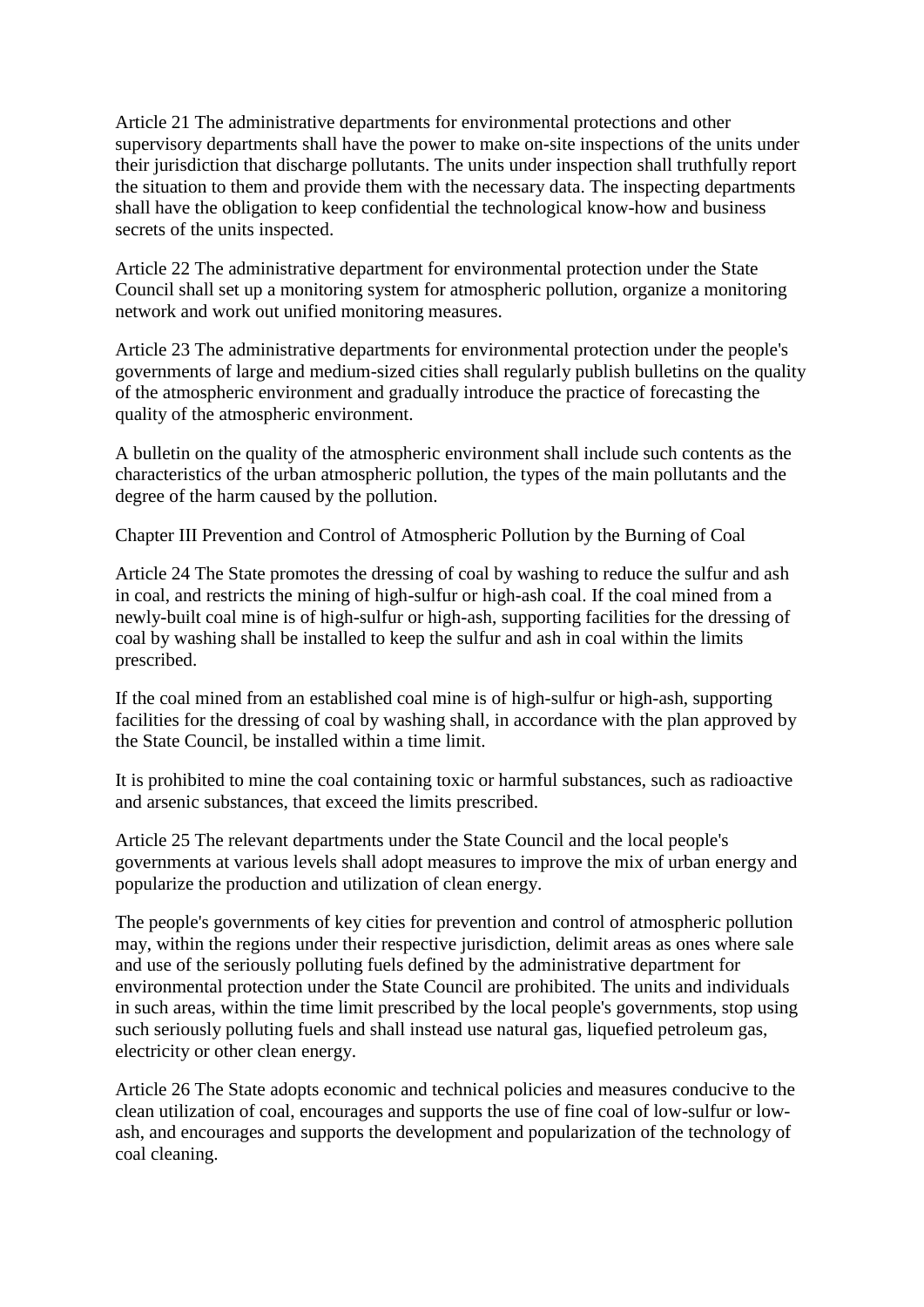Article 21 The administrative departments for environmental protections and other supervisory departments shall have the power to make on-site inspections of the units under their jurisdiction that discharge pollutants. The units under inspection shall truthfully report the situation to them and provide them with the necessary data. The inspecting departments shall have the obligation to keep confidential the technological know-how and business secrets of the units inspected.

Article 22 The administrative department for environmental protection under the State Council shall set up a monitoring system for atmospheric pollution, organize a monitoring network and work out unified monitoring measures.

Article 23 The administrative departments for environmental protection under the people's governments of large and medium-sized cities shall regularly publish bulletins on the quality of the atmospheric environment and gradually introduce the practice of forecasting the quality of the atmospheric environment.

A bulletin on the quality of the atmospheric environment shall include such contents as the characteristics of the urban atmospheric pollution, the types of the main pollutants and the degree of the harm caused by the pollution.

## Chapter III Prevention and Control of Atmospheric Pollution by the Burning of Coal

Article 24 The State promotes the dressing of coal by washing to reduce the sulfur and ash in coal, and restricts the mining of high-sulfur or high-ash coal. If the coal mined from a newly-built coal mine is of high-sulfur or high-ash, supporting facilities for the dressing of coal by washing shall be installed to keep the sulfur and ash in coal within the limits prescribed.

If the coal mined from an established coal mine is of high-sulfur or high-ash, supporting facilities for the dressing of coal by washing shall, in accordance with the plan approved by the State Council, be installed within a time limit.

It is prohibited to mine the coal containing toxic or harmful substances, such as radioactive and arsenic substances, that exceed the limits prescribed.

Article 25 The relevant departments under the State Council and the local people's governments at various levels shall adopt measures to improve the mix of urban energy and popularize the production and utilization of clean energy.

The people's governments of key cities for prevention and control of atmospheric pollution may, within the regions under their respective jurisdiction, delimit areas as ones where sale and use of the seriously polluting fuels defined by the administrative department for environmental protection under the State Council are prohibited. The units and individuals in such areas, within the time limit prescribed by the local people's governments, stop using such seriously polluting fuels and shall instead use natural gas, liquefied petroleum gas, electricity or other clean energy.

Article 26 The State adopts economic and technical policies and measures conducive to the clean utilization of coal, encourages and supports the use of fine coal of low-sulfur or low-ash, and encourages and supports the development and popularization of the technology of coal cleaning.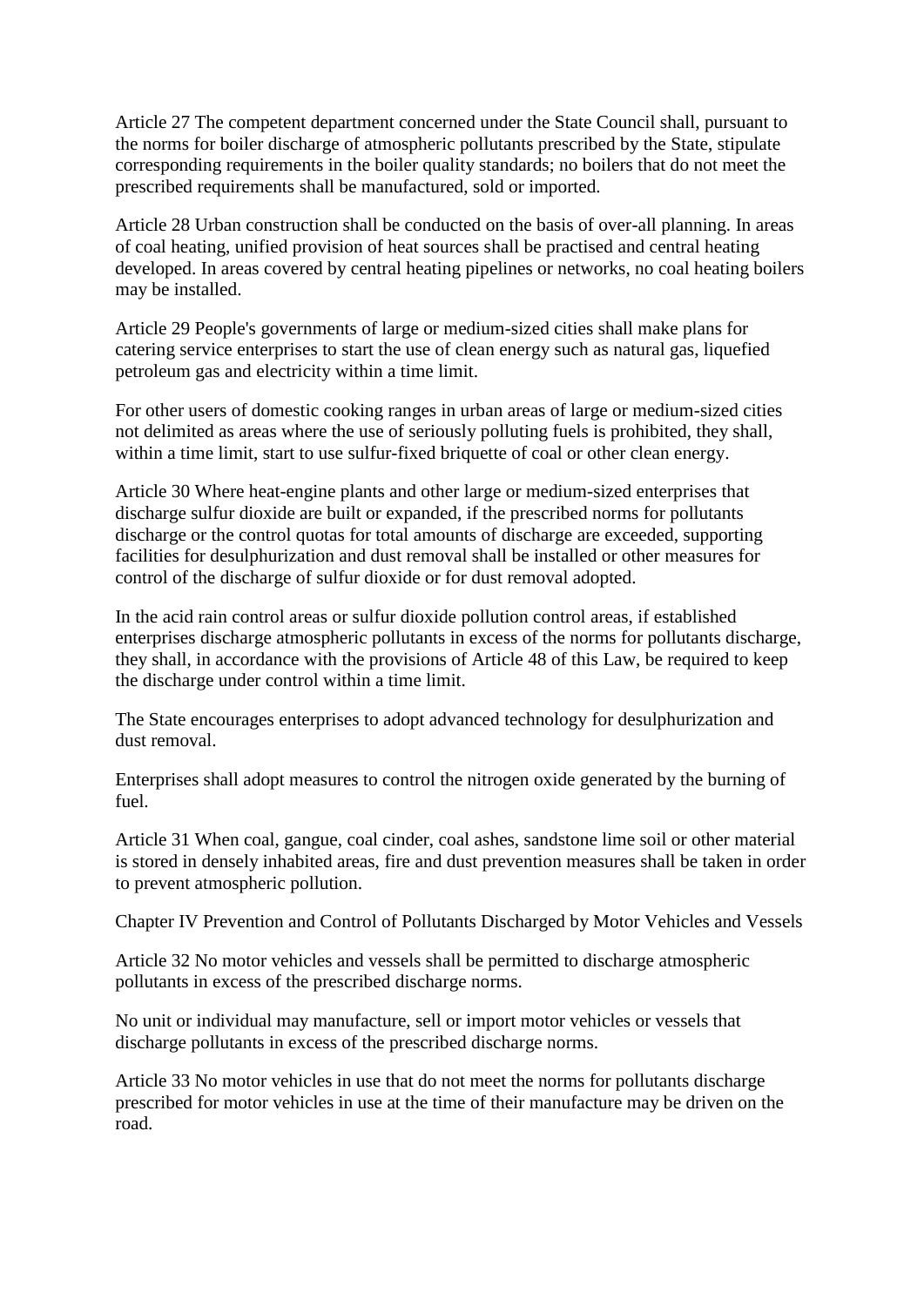Article 27 The competent department concerned under the State Council shall, pursuant to the norms for boiler discharge of atmospheric pollutants prescribed by the State, stipulate corresponding requirements in the boiler quality standards; no boilers that do not meet the prescribed requirements shall be manufactured, sold or imported.

Article 28 Urban construction shall be conducted on the basis of over-all planning. In areas of coal heating, unified provision of heat sources shall be practised and central heating developed. In areas covered by central heating pipelines or networks, no coal heating boilers may be installed.

Article 29 People's governments of large or medium-sized cities shall make plans for catering service enterprises to start the use of clean energy such as natural gas, liquefied petroleum gas and electricity within a time limit.

For other users of domestic cooking ranges in urban areas of large or medium-sized cities not delimited as areas where the use of seriously polluting fuels is prohibited, they shall, within a time limit, start to use sulfur-fixed briquette of coal or other clean energy.

Article 30 Where heat-engine plants and other large or medium-sized enterprises that discharge sulfur dioxide are built or expanded, if the prescribed norms for pollutants discharge or the control quotas for total amounts of discharge are exceeded, supporting facilities for desulphurization and dust removal shall be installed or other measures for control of the discharge of sulfur dioxide or for dust removal adopted.

In the acid rain control areas or sulfur dioxide pollution control areas, if established enterprises discharge atmospheric pollutants in excess of the norms for pollutants discharge, they shall, in accordance with the provisions of Article 48 of this Law, be required to keep the discharge under control within a time limit.

The State encourages enterprises to adopt advanced technology for desulphurization and dust removal.

Enterprises shall adopt measures to control the nitrogen oxide generated by the burning of fuel.

Article 31 When coal, gangue, coal cinder, coal ashes, sandstone lime soil or other material is stored in densely inhabited areas, fire and dust prevention measures shall be taken in order to prevent atmospheric pollution.

## Chapter IV Prevention and Control of Pollutants Discharged by Motor Vehicles and Vessels

Article 32 No motor vehicles and vessels shall be permitted to discharge atmospheric pollutants in excess of the prescribed discharge norms.

No unit or individual may manufacture, sell or import motor vehicles or vessels that discharge pollutants in excess of the prescribed discharge norms.

Article 33 No motor vehicles in use that do not meet the norms for pollutants discharge prescribed for motor vehicles in use at the time of their manufacture may be driven on the road.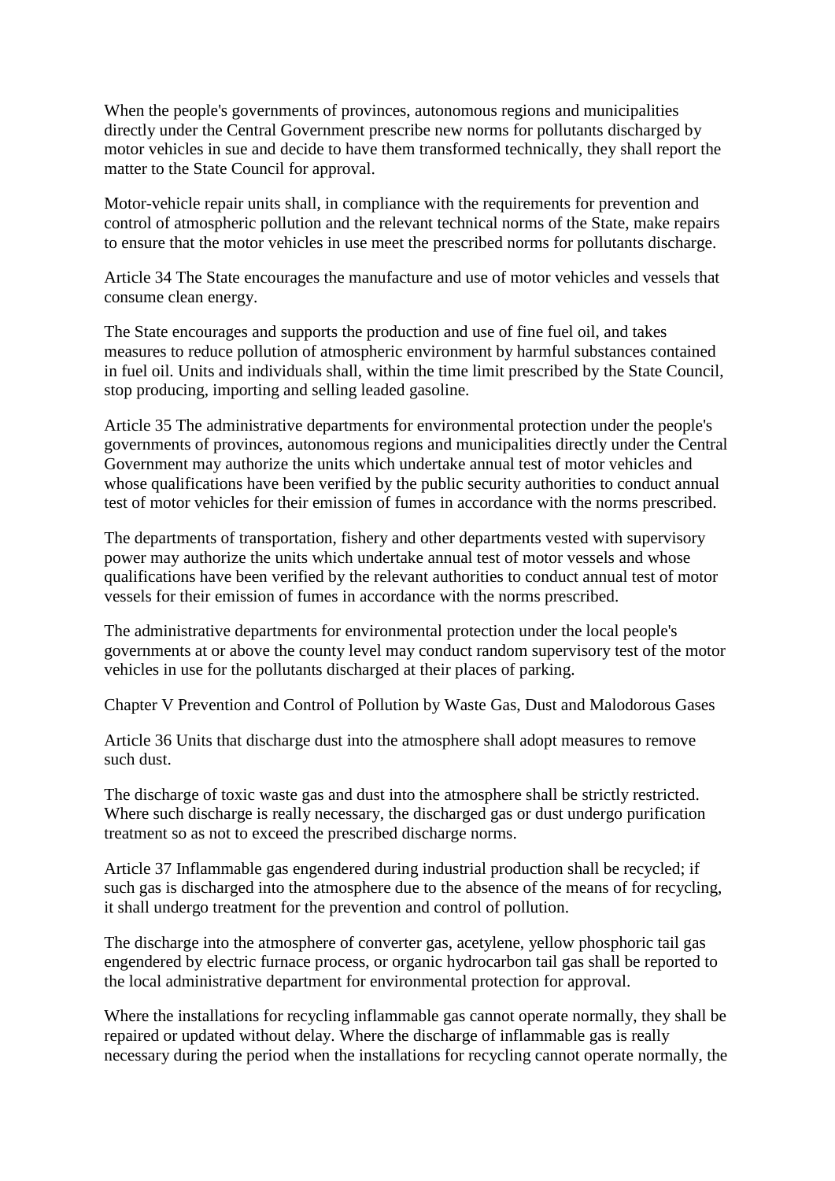When the people's governments of provinces, autonomous regions and municipalities directly under the Central Government prescribe new norms for pollutants discharged by motor vehicles in sue and decide to have them transformed technically, they shall report the matter to the State Council for approval.

Motor-vehicle repair units shall, in compliance with the requirements for prevention and control of atmospheric pollution and the relevant technical norms of the State, make repairs to ensure that the motor vehicles in use meet the prescribed norms for pollutants discharge.

Article 34 The State encourages the manufacture and use of motor vehicles and vessels that consume clean energy.

The State encourages and supports the production and use of fine fuel oil, and takes measures to reduce pollution of atmospheric environment by harmful substances contained in fuel oil. Units and individuals shall, within the time limit prescribed by the State Council, stop producing, importing and selling leaded gasoline.

Article 35 The administrative departments for environmental protection under the people's governments of provinces, autonomous regions and municipalities directly under the Central Government may authorize the units which undertake annual test of motor vehicles and whose qualifications have been verified by the public security authorities to conduct annual test of motor vehicles for their emission of fumes in accordance with the norms prescribed.

The departments of transportation, fishery and other departments vested with supervisory power may authorize the units which undertake annual test of motor vessels and whose qualifications have been verified by the relevant authorities to conduct annual test of motor vessels for their emission of fumes in accordance with the norms prescribed.

The administrative departments for environmental protection under the local people's governments at or above the county level may conduct random supervisory test of the motor vehicles in use for the pollutants discharged at their places of parking.

## Chapter V Prevention and Control of Pollution by Waste Gas, Dust and Malodorous Gases

Article 36 Units that discharge dust into the atmosphere shall adopt measures to remove such dust.

The discharge of toxic waste gas and dust into the atmosphere shall be strictly restricted. Where such discharge is really necessary, the discharged gas or dust undergo purification treatment so as not to exceed the prescribed discharge norms.

Article 37 Inflammable gas engendered during industrial production shall be recycled; if such gas is discharged into the atmosphere due to the absence of the means of for recycling, it shall undergo treatment for the prevention and control of pollution.

The discharge into the atmosphere of converter gas, acetylene, yellow phosphoric tail gas engendered by electric furnace process, or organic hydrocarbon tail gas shall be reported to the local administrative department for environmental protection for approval.

Where the installations for recycling inflammable gas cannot operate normally, they shall be repaired or updated without delay. Where the discharge of inflammable gas is really necessary during the period when the installations for recycling cannot operate normally, the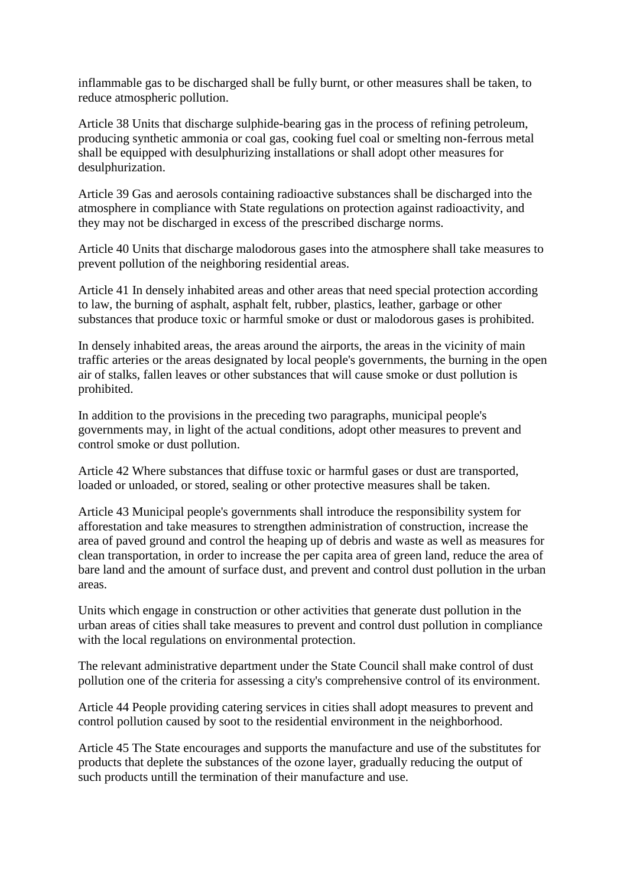inflammable gas to be discharged shall be fully burnt, or other measures shall be taken, to reduce atmospheric pollution.

Article 38 Units that discharge sulphide-bearing gas in the process of refining petroleum, producing synthetic ammonia or coal gas, cooking fuel coal or smelting non-ferrous metal shall be equipped with desulphurizing installations or shall adopt other measures for desulphurization.

Article 39 Gas and aerosols containing radioactive substances shall be discharged into the atmosphere in compliance with State regulations on protection against radioactivity, and they may not be discharged in excess of the prescribed discharge norms.

Article 40 Units that discharge malodorous gases into the atmosphere shall take measures to prevent pollution of the neighboring residential areas.

Article 41 In densely inhabited areas and other areas that need special protection according to law, the burning of asphalt, asphalt felt, rubber, plastics, leather, garbage or other substances that produce toxic or harmful smoke or dust or malodorous gases is prohibited.

In densely inhabited areas, the areas around the airports, the areas in the vicinity of main traffic arteries or the areas designated by local people's governments, the burning in the open air of stalks, fallen leaves or other substances that will cause smoke or dust pollution is prohibited.

In addition to the provisions in the preceding two paragraphs, municipal people's governments may, in light of the actual conditions, adopt other measures to prevent and control smoke or dust pollution.

Article 42 Where substances that diffuse toxic or harmful gases or dust are transported, loaded or unloaded, or stored, sealing or other protective measures shall be taken.

Article 43 Municipal people's governments shall introduce the responsibility system for afforestation and take measures to strengthen administration of construction, increase the area of paved ground and control the heaping up of debris and waste as well as measures for clean transportation, in order to increase the per capita area of green land, reduce the area of bare land and the amount of surface dust, and prevent and control dust pollution in the urban areas.

Units which engage in construction or other activities that generate dust pollution in the urban areas of cities shall take measures to prevent and control dust pollution in compliance with the local regulations on environmental protection.

The relevant administrative department under the State Council shall make control of dust pollution one of the criteria for assessing a city's comprehensive control of its environment.

Article 44 People providing catering services in cities shall adopt measures to prevent and control pollution caused by soot to the residential environment in the neighborhood.

Article 45 The State encourages and supports the manufacture and use of the substitutes for products that deplete the substances of the ozone layer, gradually reducing the output of such products untill the termination of their manufacture and use.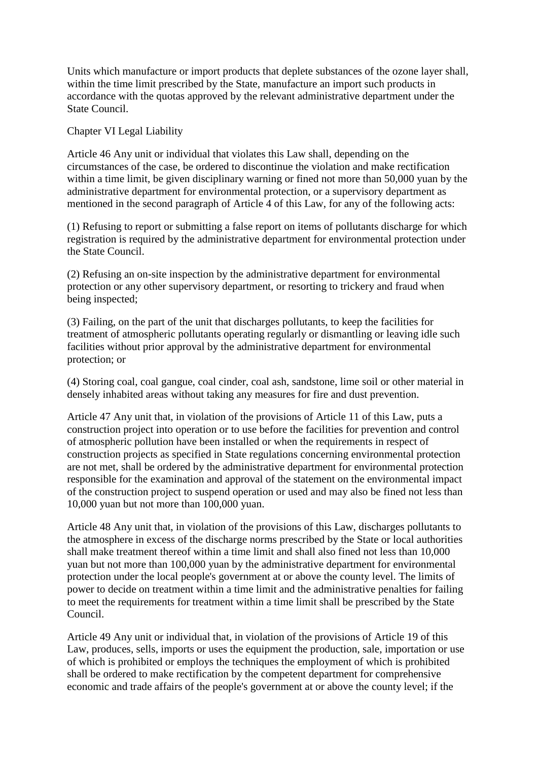Units which manufacture or import products that deplete substances of the ozone layer shall, within the time limit prescribed by the State, manufacture an import such products in accordance with the quotas approved by the relevant administrative department under the State Council.

## Chapter VI Legal Liability

Article 46 Any unit or individual that violates this Law shall, depending on the circumstances of the case, be ordered to discontinue the violation and make rectification within a time limit, be given disciplinary warning or fined not more than 50,000 yuan by the administrative department for environmental protection, or a supervisory department as mentioned in the second paragraph of Article 4 of this Law, for any of the following acts:

(1) Refusing to report or submitting a false report on items of pollutants discharge for which registration is required by the administrative department for environmental protection under the State Council.

(2) Refusing an on-site inspection by the administrative department for environmental protection or any other supervisory department, or resorting to trickery and fraud when being inspected;

(3) Failing, on the part of the unit that discharges pollutants, to keep the facilities for treatment of atmospheric pollutants operating regularly or dismantling or leaving idle such facilities without prior approval by the administrative department for environmental protection; or

(4) Storing coal, coal gangue, coal cinder, coal ash, sandstone, lime soil or other material in densely inhabited areas without taking any measures for fire and dust prevention.

Article 47 Any unit that, in violation of the provisions of Article 11 of this Law, puts a construction project into operation or to use before the facilities for prevention and control of atmospheric pollution have been installed or when the requirements in respect of construction projects as specified in State regulations concerning environmental protection are not met, shall be ordered by the administrative department for environmental protection responsible for the examination and approval of the statement on the environmental impact of the construction project to suspend operation or used and may also be fined not less than 10,000 yuan but not more than 100,000 yuan.

Article 48 Any unit that, in violation of the provisions of this Law, discharges pollutants to the atmosphere in excess of the discharge norms prescribed by the State or local authorities shall make treatment thereof within a time limit and shall also fined not less than 10,000 yuan but not more than 100,000 yuan by the administrative department for environmental protection under the local people's government at or above the county level. The limits of power to decide on treatment within a time limit and the administrative penalties for failing to meet the requirements for treatment within a time limit shall be prescribed by the State Council.

Article 49 Any unit or individual that, in violation of the provisions of Article 19 of this Law, produces, sells, imports or uses the equipment the production, sale, importation or use of which is prohibited or employs the techniques the employment of which is prohibited shall be ordered to make rectification by the competent department for comprehensive economic and trade affairs of the people's government at or above the county level; if the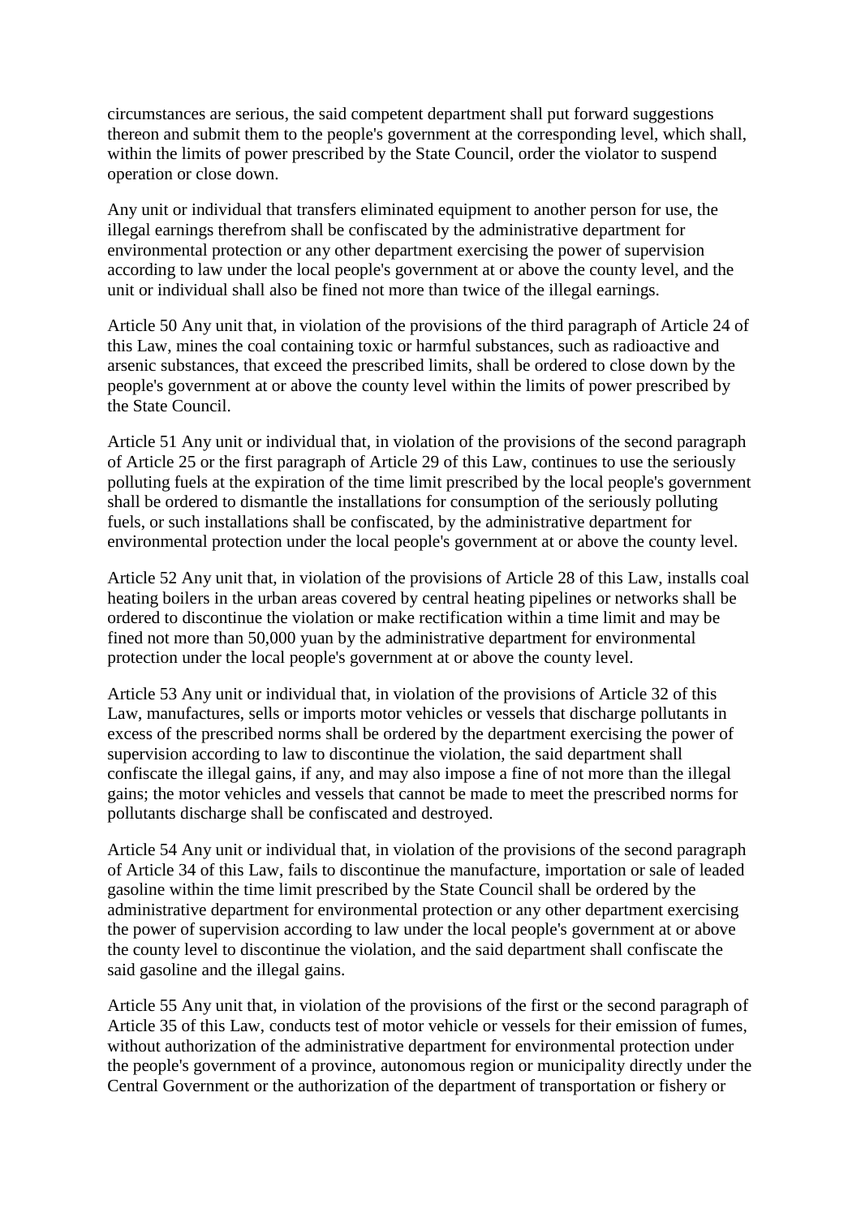circumstances are serious, the said competent department shall put forward suggestions thereon and submit them to the people's government at the corresponding level, which shall, within the limits of power prescribed by the State Council, order the violator to suspend operation or close down.

Any unit or individual that transfers eliminated equipment to another person for use, the illegal earnings therefrom shall be confiscated by the administrative department for environmental protection or any other department exercising the power of supervision according to law under the local people's government at or above the county level, and the unit or individual shall also be fined not more than twice of the illegal earnings.

Article 50 Any unit that, in violation of the provisions of the third paragraph of Article 24 of this Law, mines the coal containing toxic or harmful substances, such as radioactive and arsenic substances, that exceed the prescribed limits, shall be ordered to close down by the people's government at or above the county level within the limits of power prescribed by the State Council.

Article 51 Any unit or individual that, in violation of the provisions of the second paragraph of Article 25 or the first paragraph of Article 29 of this Law, continues to use the seriously polluting fuels at the expiration of the time limit prescribed by the local people's government shall be ordered to dismantle the installations for consumption of the seriously polluting fuels, or such installations shall be confiscated, by the administrative department for environmental protection under the local people's government at or above the county level.

Article 52 Any unit that, in violation of the provisions of Article 28 of this Law, installs coal heating boilers in the urban areas covered by central heating pipelines or networks shall be ordered to discontinue the violation or make rectification within a time limit and may be fined not more than 50,000 yuan by the administrative department for environmental protection under the local people's government at or above the county level.

Article 53 Any unit or individual that, in violation of the provisions of Article 32 of this Law, manufactures, sells or imports motor vehicles or vessels that discharge pollutants in excess of the prescribed norms shall be ordered by the department exercising the power of supervision according to law to discontinue the violation, the said department shall confiscate the illegal gains, if any, and may also impose a fine of not more than the illegal gains; the motor vehicles and vessels that cannot be made to meet the prescribed norms for pollutants discharge shall be confiscated and destroyed.

Article 54 Any unit or individual that, in violation of the provisions of the second paragraph of Article 34 of this Law, fails to discontinue the manufacture, importation or sale of leaded gasoline within the time limit prescribed by the State Council shall be ordered by the administrative department for environmental protection or any other department exercising the power of supervision according to law under the local people's government at or above the county level to discontinue the violation, and the said department shall confiscate the said gasoline and the illegal gains.

Article 55 Any unit that, in violation of the provisions of the first or the second paragraph of Article 35 of this Law, conducts test of motor vehicle or vessels for their emission of fumes, without authorization of the administrative department for environmental protection under the people's government of a province, autonomous region or municipality directly under the Central Government or the authorization of the department of transportation or fishery or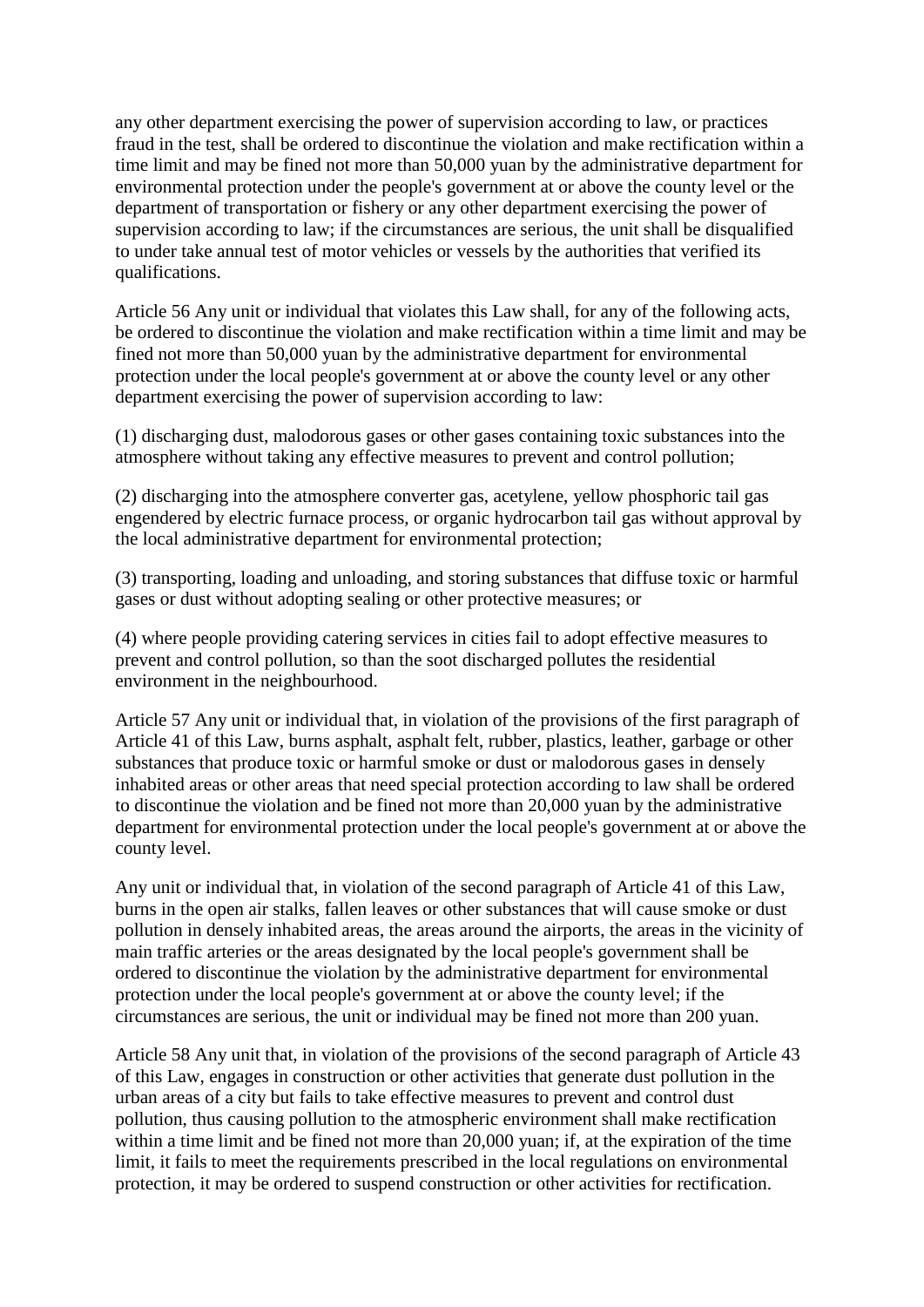any other department exercising the power of supervision according to law, or practices fraud in the test, shall be ordered to discontinue the violation and make rectification within a time limit and may be fined not more than 50,000 yuan by the administrative department for environmental protection under the people's government at or above the county level or the department of transportation or fishery or any other department exercising the power of supervision according to law; if the circumstances are serious, the unit shall be disqualified to under take annual test of motor vehicles or vessels by the authorities that verified its qualifications.

Article 56 Any unit or individual that violates this Law shall, for any of the following acts, be ordered to discontinue the violation and make rectification within a time limit and may be fined not more than 50,000 yuan by the administrative department for environmental protection under the local people's government at or above the county level or any other department exercising the power of supervision according to law:

(1) discharging dust, malodorous gases or other gases containing toxic substances into the atmosphere without taking any effective measures to prevent and control pollution;

(2) discharging into the atmosphere converter gas, acetylene, yellow phosphoric tail gas engendered by electric furnace process, or organic hydrocarbon tail gas without approval by the local administrative department for environmental protection;

(3) transporting, loading and unloading, and storing substances that diffuse toxic or harmful gases or dust without adopting sealing or other protective measures; or

(4) where people providing catering services in cities fail to adopt effective measures to prevent and control pollution, so than the soot discharged pollutes the residential environment in the neighbourhood.

Article 57 Any unit or individual that, in violation of the provisions of the first paragraph of Article 41 of this Law, burns asphalt, asphalt felt, rubber, plastics, leather, garbage or other substances that produce toxic or harmful smoke or dust or malodorous gases in densely inhabited areas or other areas that need special protection according to law shall be ordered to discontinue the violation and be fined not more than 20,000 yuan by the administrative department for environmental protection under the local people's government at or above the county level.

Any unit or individual that, in violation of the second paragraph of Article 41 of this Law, burns in the open air stalks, fallen leaves or other substances that will cause smoke or dust pollution in densely inhabited areas, the areas around the airports, the areas in the vicinity of main traffic arteries or the areas designated by the local people's government shall be ordered to discontinue the violation by the administrative department for environmental protection under the local people's government at or above the county level; if the circumstances are serious, the unit or individual may be fined not more than 200 yuan.

Article 58 Any unit that, in violation of the provisions of the second paragraph of Article 43 of this Law, engages in construction or other activities that generate dust pollution in the urban areas of a city but fails to take effective measures to prevent and control dust pollution, thus causing pollution to the atmospheric environment shall make rectification within a time limit and be fined not more than 20,000 yuan; if, at the expiration of the time limit, it fails to meet the requirements prescribed in the local regulations on environmental protection, it may be ordered to suspend construction or other activities for rectification.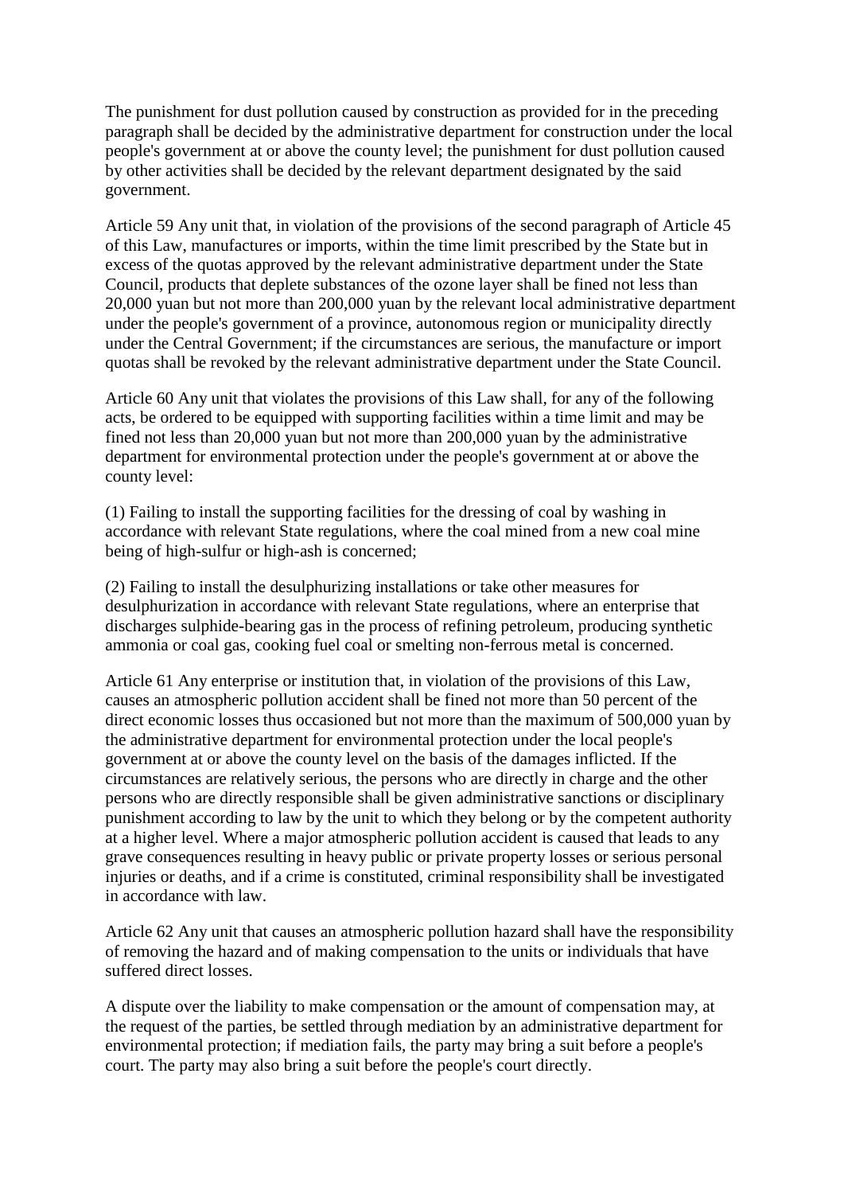The punishment for dust pollution caused by construction as provided for in the preceding paragraph shall be decided by the administrative department for construction under the local people's government at or above the county level; the punishment for dust pollution caused by other activities shall be decided by the relevant department designated by the said government.

Article 59 Any unit that, in violation of the provisions of the second paragraph of Article 45 of this Law, manufactures or imports, within the time limit prescribed by the State but in excess of the quotas approved by the relevant administrative department under the State Council, products that deplete substances of the ozone layer shall be fined not less than 20,000 yuan but not more than 200,000 yuan by the relevant local administrative department under the people's government of a province, autonomous region or municipality directly under the Central Government; if the circumstances are serious, the manufacture or import quotas shall be revoked by the relevant administrative department under the State Council.

Article 60 Any unit that violates the provisions of this Law shall, for any of the following acts, be ordered to be equipped with supporting facilities within a time limit and may be fined not less than 20,000 yuan but not more than 200,000 yuan by the administrative department for environmental protection under the people's government at or above the county level:

(1) Failing to install the supporting facilities for the dressing of coal by washing in accordance with relevant State regulations, where the coal mined from a new coal mine being of high-sulfur or high-ash is concerned;

(2) Failing to install the desulphurizing installations or take other measures for desulphurization in accordance with relevant State regulations, where an enterprise that discharges sulphide-bearing gas in the process of refining petroleum, producing synthetic ammonia or coal gas, cooking fuel coal or smelting non-ferrous metal is concerned.

Article 61 Any enterprise or institution that, in violation of the provisions of this Law, causes an atmospheric pollution accident shall be fined not more than 50 percent of the direct economic losses thus occasioned but not more than the maximum of 500,000 yuan by the administrative department for environmental protection under the local people's government at or above the county level on the basis of the damages inflicted. If the circumstances are relatively serious, the persons who are directly in charge and the other persons who are directly responsible shall be given administrative sanctions or disciplinary punishment according to law by the unit to which they belong or by the competent authority at a higher level. Where a major atmospheric pollution accident is caused that leads to any grave consequences resulting in heavy public or private property losses or serious personal injuries or deaths, and if a crime is constituted, criminal responsibility shall be investigated in accordance with law.

Article 62 Any unit that causes an atmospheric pollution hazard shall have the responsibility of removing the hazard and of making compensation to the units or individuals that have suffered direct losses.

A dispute over the liability to make compensation or the amount of compensation may, at the request of the parties, be settled through mediation by an administrative department for environmental protection; if mediation fails, the party may bring a suit before a people's court. The party may also bring a suit before the people's court directly.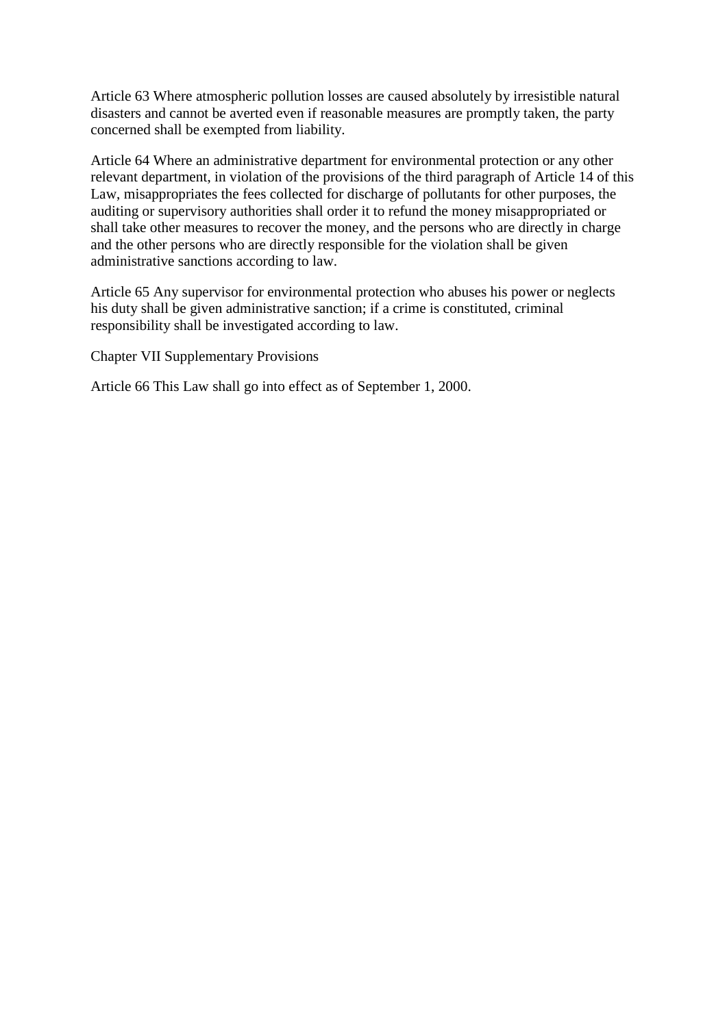Article 63 Where atmospheric pollution losses are caused absolutely by irresistible natural disasters and cannot be averted even if reasonable measures are promptly taken, the party concerned shall be exempted from liability.

Article 64 Where an administrative department for environmental protection or any other relevant department, in violation of the provisions of the third paragraph of Article 14 of this Law, misappropriates the fees collected for discharge of pollutants for other purposes, the auditing or supervisory authorities shall order it to refund the money misappropriated or shall take other measures to recover the money, and the persons who are directly in charge and the other persons who are directly responsible for the violation shall be given administrative sanctions according to law.

Article 65 Any supervisor for environmental protection who abuses his power or neglects his duty shall be given administrative sanction; if a crime is constituted, criminal responsibility shall be investigated according to law.

## Chapter VII Supplementary Provisions

Article 66 This Law shall go into effect as of September 1, 2000.